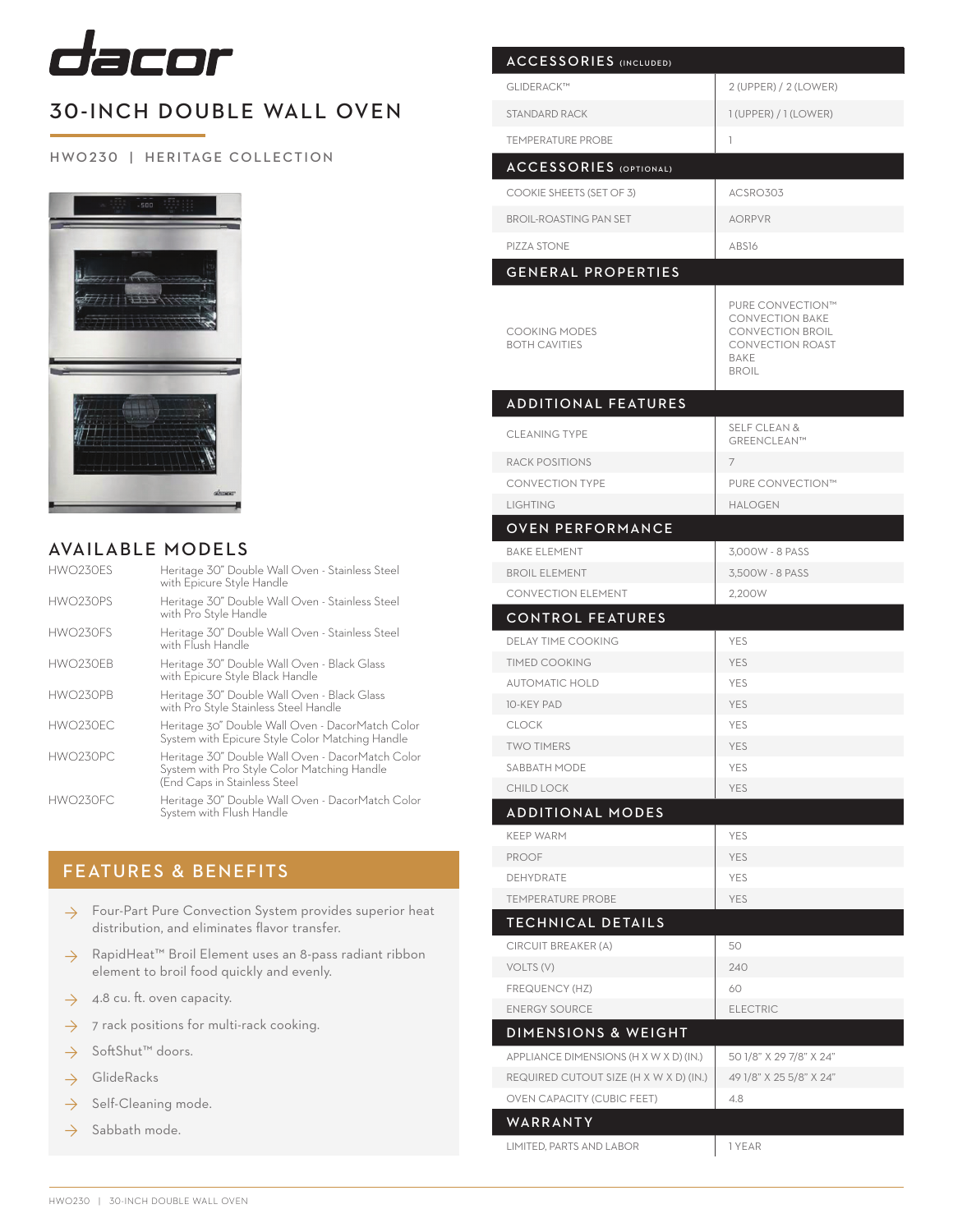# dacor

## 30-INCH DOUBLE WALL OVEN

HWO230 | HERITAGE COLLECTION

## AVAILABLE MODELS

| Model | Description |
|---|---|
| HWO230ES | Heritage 30" Double Wall Oven - Stainless Steel with Epicure Style Handle |
| HWO230PS | Heritage 30" Double Wall Oven - Stainless Steel with Pro Style Handle |
| HWO230FS | Heritage 30" Double Wall Oven - Stainless Steel with Flush Handle |
| HWO230EB | Heritage 30" Double Wall Oven - Black Glass with Epicure Style Black Handle |
| HWO230PB | Heritage 30" Double Wall Oven - Black Glass with Pro Style Stainless Steel Handle |
| HWO230EC | Heritage 30" Double Wall Oven - DacorMatch Color System with Epicure Style Color Matching Handle |
| HWO230PC | Heritage 30" Double Wall Oven - DacorMatch Color System with Pro Style Color Matching Handle (End Caps in Stainless Steel |
| HWO230FC | Heritage 30" Double Wall Oven - DacorMatch Color System with Flush Handle |

## FEATURES & BENEFITS

- Four-Part Pure Convection System provides superior heat distribution, and eliminates flavor transfer.
- RapidHeat™ Broil Element uses an 8-pass radiant ribbon element to broil food quickly and evenly.
- 4.8 cu. ft. oven capacity.
- 7 rack positions for multi-rack cooking.
- SoftShut™ doors.
- GlideRacks
- Self-Cleaning mode.
- Sabbath mode.

| ACCESSORIES (INCLUDED) | |
|---|---|
| GLIDERACK™ | 2 (UPPER) / 2 (LOWER) |
| STANDARD RACK | 1 (UPPER) / 1 (LOWER) |
| TEMPERATURE PROBE | 1 |
| **ACCESSORIES (OPTIONAL)** | |
| COOKIE SHEETS (SET OF 3) | ACSRO303 |
| BROIL-ROASTING PAN SET | AORPVR |
| PIZZA STONE | ABS16 |
| **GENERAL PROPERTIES** | |
| COOKING MODES BOTH CAVITIES | PURE CONVECTION™<br>CONVECTION BAKE<br>CONVECTION BROIL<br>CONVECTION ROAST<br>BAKE<br>BROIL |
| **ADDITIONAL FEATURES** | |
| CLEANING TYPE | SELF CLEAN & GREENCLEAN™ |
| RACK POSITIONS | 7 |
| CONVECTION TYPE | PURE CONVECTION™ |
| LIGHTING | HALOGEN |
| **OVEN PERFORMANCE** | |
| BAKE ELEMENT | 3,000W - 8 PASS |
| BROIL ELEMENT | 3,500W - 8 PASS |
| CONVECTION ELEMENT | 2,200W |
| **CONTROL FEATURES** | |
| DELAY TIME COOKING | YES |
| TIMED COOKING | YES |
| AUTOMATIC HOLD | YES |
| 10-KEY PAD | YES |
| CLOCK | YES |
| TWO TIMERS | YES |
| SABBATH MODE | YES |
| CHILD LOCK | YES |
| **ADDITIONAL MODES** | |
| KEEP WARM | YES |
| PROOF | YES |
| DEHYDRATE | YES |
| TEMPERATURE PROBE | YES |
| **TECHNICAL DETAILS** | |
| CIRCUIT BREAKER (A) | 50 |
| VOLTS (V) | 240 |
| FREQUENCY (HZ) | 60 |
| ENERGY SOURCE | ELECTRIC |
| **DIMENSIONS & WEIGHT** | |
| APPLIANCE DIMENSIONS (H X W X D) (IN.) | 50 1/8" X 29 7/8" X 24" |
| REQUIRED CUTOUT SIZE (H X W X D) (IN.) | 49 1/8" X 25 5/8" X 24" |
| OVEN CAPACITY (CUBIC FEET) | 4.8 |
| **WARRANTY** | |
| LIMITED, PARTS AND LABOR | 1 YEAR |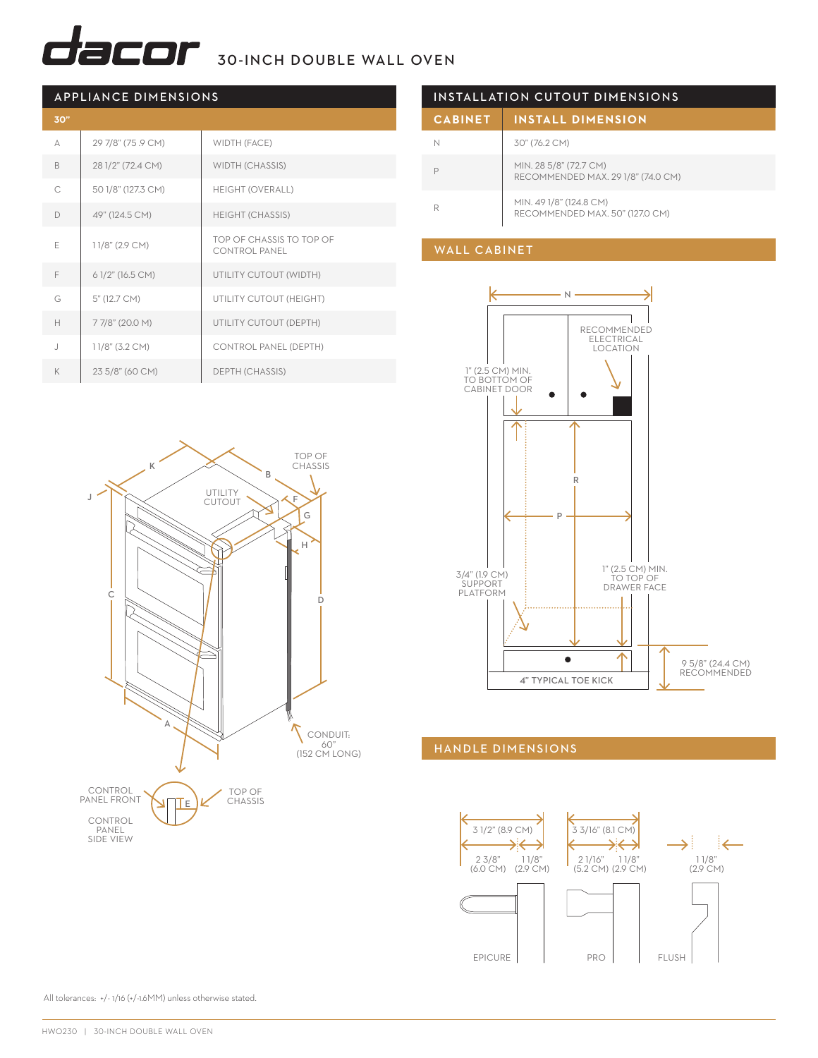# dacor 30-INCH DOUBLE WALL OVEN

## APPLIANCE DIMENSIONS

| 30" | | |
|---|---|---|
| A | 29 7/8" (75.9 CM) | WIDTH (FACE) |
| B | 28 1/2" (72.4 CM) | WIDTH (CHASSIS) |
| C | 50 1/8" (127.3 CM) | HEIGHT (OVERALL) |
| D | 49" (124.5 CM) | HEIGHT (CHASSIS) |
| E | 1 1/8" (2.9 CM) | TOP OF CHASSIS TO TOP OF CONTROL PANEL |
| F | 6 1/2" (16.5 CM) | UTILITY CUTOUT (WIDTH) |
| G | 5" (12.7 CM) | UTILITY CUTOUT (HEIGHT) |
| H | 7 7/8" (20.0 M) | UTILITY CUTOUT (DEPTH) |
| J | 1 1/8" (3.2 CM) | CONTROL PANEL (DEPTH) |
| K | 23 5/8" (60 CM) | DEPTH (CHASSIS) |

K, J, B, TOP OF CHASSIS, UTILITY CUTOUT, F, G, H, C, D, A

CONDUIT: 60" (152 CM LONG)

CONTROL PANEL FRONT, E, TOP OF CHASSIS

CONTROL PANEL SIDE VIEW

## INSTALLATION CUTOUT DIMENSIONS

| CABINET | INSTALL DIMENSION |
|---|---|
| N | 30" (76.2 CM) |
| P | MIN. 28 5/8" (72.7 CM)<br>RECOMMENDED MAX. 29 1/8" (74.0 CM) |
| R | MIN. 49 1/8" (124.8 CM)<br>RECOMMENDED MAX. 50" (127.0 CM) |

## WALL CABINET

N

RECOMMENDED ELECTRICAL LOCATION

1" (2.5 CM) MIN. TO BOTTOM OF CABINET DOOR

R

P

3/4" (1.9 CM) SUPPORT PLATFORM

1" (2.5 CM) MIN. TO TOP OF DRAWER FACE

4" TYPICAL TOE KICK

9 5/8" (24.4 CM) RECOMMENDED

## HANDLE DIMENSIONS

EPICURE: 3 1/2" (8.9 CM); 2 3/8" (6.0 CM); 1 1/8" (2.9 CM)

PRO: 3 3/16" (8.1 CM); 2 1/16" (5.2 CM); 1 1/8" (2.9 CM)

FLUSH: 1 1/8" (2.9 CM)

All tolerances: +/- 1/16 (+/-1.6MM) unless otherwise stated.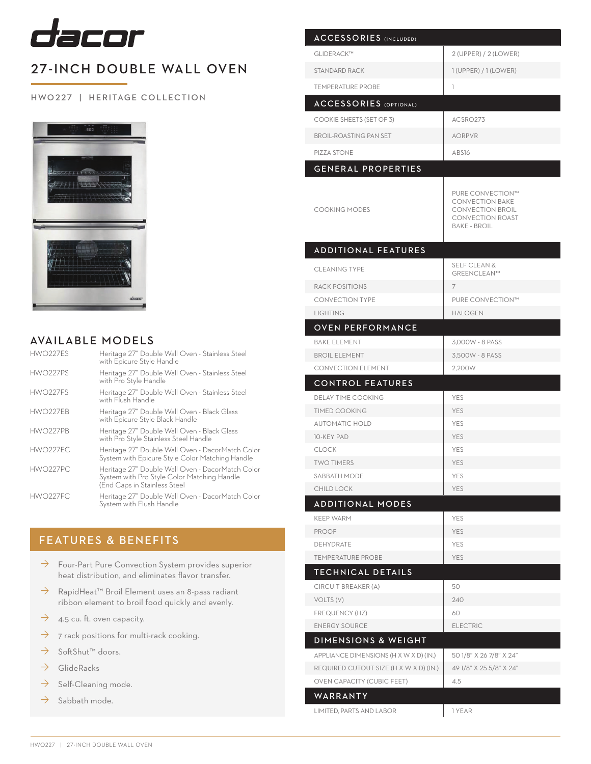# dacor

## 27-INCH DOUBLE WALL OVEN

HWO227 | HERITAGE COLLECTION

## AVAILABLE MODELS

| Model | Description |
|---|---|
| HWO227ES | Heritage 27" Double Wall Oven - Stainless Steel with Epicure Style Handle |
| HWO227PS | Heritage 27" Double Wall Oven - Stainless Steel with Pro Style Handle |
| HWO227FS | Heritage 27" Double Wall Oven - Stainless Steel with Flush Handle |
| HWO227EB | Heritage 27" Double Wall Oven - Black Glass with Epicure Style Black Handle |
| HWO227PB | Heritage 27" Double Wall Oven - Black Glass with Pro Style Stainless Steel Handle |
| HWO227EC | Heritage 27" Double Wall Oven - DacorMatch Color System with Epicure Style Color Matching Handle |
| HWO227PC | Heritage 27" Double Wall Oven - DacorMatch Color System with Pro Style Color Matching Handle (End Caps in Stainless Steel |
| HWO227FC | Heritage 27" Double Wall Oven - DacorMatch Color System with Flush Handle |

## FEATURES & BENEFITS

- Four-Part Pure Convection System provides superior heat distribution, and eliminates flavor transfer.
- RapidHeat™ Broil Element uses an 8-pass radiant ribbon element to broil food quickly and evenly.
- 4.5 cu. ft. oven capacity.
- 7 rack positions for multi-rack cooking.
- SoftShut™ doors.
- GlideRacks
- Self-Cleaning mode.
- Sabbath mode.

| ACCESSORIES (INCLUDED) | |
|---|---|
| GLIDERACK™ | 2 (UPPER) / 2 (LOWER) |
| STANDARD RACK | 1 (UPPER) / 1 (LOWER) |
| TEMPERATURE PROBE | 1 |
| **ACCESSORIES (OPTIONAL)** | |
| COOKIE SHEETS (SET OF 3) | ACSRO273 |
| BROIL-ROASTING PAN SET | AORPVR |
| PIZZA STONE | ABS16 |
| **GENERAL PROPERTIES** | |
| COOKING MODES | PURE CONVECTION™<br>CONVECTION BAKE<br>CONVECTION BROIL<br>CONVECTION ROAST<br>BAKE - BROIL |
| **ADDITIONAL FEATURES** | |
| CLEANING TYPE | SELF CLEAN & GREENCLEAN™ |
| RACK POSITIONS | 7 |
| CONVECTION TYPE | PURE CONVECTION™ |
| LIGHTING | HALOGEN |
| **OVEN PERFORMANCE** | |
| BAKE ELEMENT | 3,000W - 8 PASS |
| BROIL ELEMENT | 3,500W - 8 PASS |
| CONVECTION ELEMENT | 2,200W |
| **CONTROL FEATURES** | |
| DELAY TIME COOKING | YES |
| TIMED COOKING | YES |
| AUTOMATIC HOLD | YES |
| 10-KEY PAD | YES |
| CLOCK | YES |
| TWO TIMERS | YES |
| SABBATH MODE | YES |
| CHILD LOCK | YES |
| **ADDITIONAL MODES** | |
| KEEP WARM | YES |
| PROOF | YES |
| DEHYDRATE | YES |
| TEMPERATURE PROBE | YES |
| **TECHNICAL DETAILS** | |
| CIRCUIT BREAKER (A) | 50 |
| VOLTS (V) | 240 |
| FREQUENCY (HZ) | 60 |
| ENERGY SOURCE | ELECTRIC |
| **DIMENSIONS & WEIGHT** | |
| APPLIANCE DIMENSIONS (H X W X D) (IN.) | 50 1/8" X 26 7/8" X 24" |
| REQUIRED CUTOUT SIZE (H X W X D) (IN.) | 49 1/8" X 25 5/8" X 24" |
| OVEN CAPACITY (CUBIC FEET) | 4.5 |
| **WARRANTY** | |
| LIMITED, PARTS AND LABOR | 1 YEAR |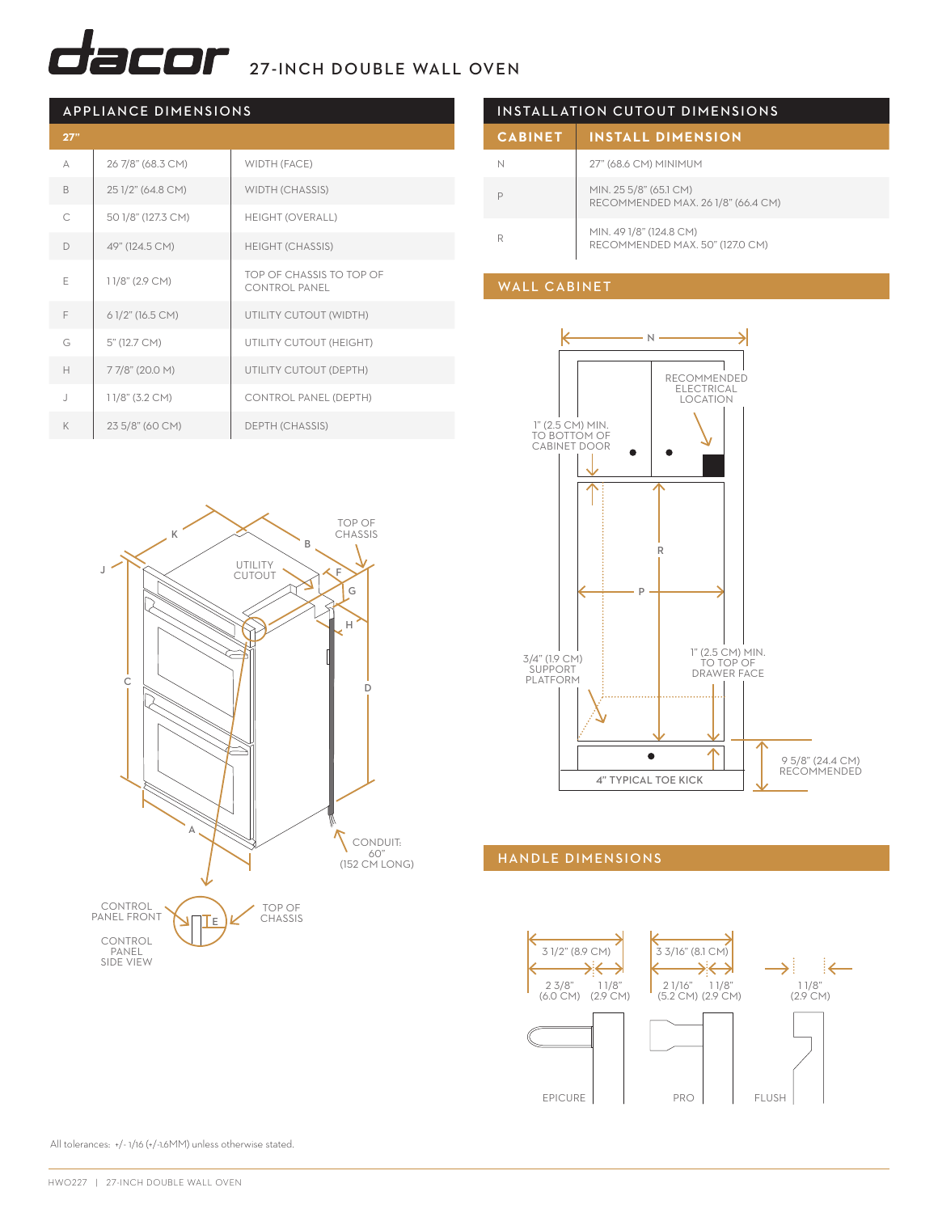# dacor 27-INCH DOUBLE WALL OVEN

## APPLIANCE DIMENSIONS

| 27" | | |
|---|---|---|
| A | 26 7/8" (68.3 CM) | WIDTH (FACE) |
| B | 25 1/2" (64.8 CM) | WIDTH (CHASSIS) |
| C | 50 1/8" (127.3 CM) | HEIGHT (OVERALL) |
| D | 49" (124.5 CM) | HEIGHT (CHASSIS) |
| E | 1 1/8" (2.9 CM) | TOP OF CHASSIS TO TOP OF CONTROL PANEL |
| F | 6 1/2" (16.5 CM) | UTILITY CUTOUT (WIDTH) |
| G | 5" (12.7 CM) | UTILITY CUTOUT (HEIGHT) |
| H | 7 7/8" (20.0 M) | UTILITY CUTOUT (DEPTH) |
| J | 1 1/8" (3.2 CM) | CONTROL PANEL (DEPTH) |
| K | 23 5/8" (60 CM) | DEPTH (CHASSIS) |

K
B
J
TOP OF CHASSIS
UTILITY CUTOUT
F
G
H
C
D
A
CONDUIT: 60" (152 CM LONG)
CONTROL PANEL FRONT
E
TOP OF CHASSIS
CONTROL PANEL SIDE VIEW

## INSTALLATION CUTOUT DIMENSIONS

| CABINET | INSTALL DIMENSION |
|---|---|
| N | 27" (68.6 CM) MINIMUM |
| P | MIN. 25 5/8" (65.1 CM)<br>RECOMMENDED MAX. 26 1/8" (66.4 CM) |
| R | MIN. 49 1/8" (124.8 CM)<br>RECOMMENDED MAX. 50" (127.0 CM) |

## WALL CABINET

N
RECOMMENDED ELECTRICAL LOCATION
1" (2.5 CM) MIN. TO BOTTOM OF CABINET DOOR
R
P
3/4" (1.9 CM) SUPPORT PLATFORM
1" (2.5 CM) MIN. TO TOP OF DRAWER FACE
9 5/8" (24.4 CM) RECOMMENDED
4" TYPICAL TOE KICK

## HANDLE DIMENSIONS

3 1/2" (8.9 CM)
2 3/8" (6.0 CM)
1 1/8" (2.9 CM)
EPICURE

3 3/16" (8.1 CM)
2 1/16" (5.2 CM)
1 1/8" (2.9 CM)
PRO

1 1/8" (2.9 CM)
FLUSH

All tolerances: +/- 1/16 (+/-1.6MM) unless otherwise stated.